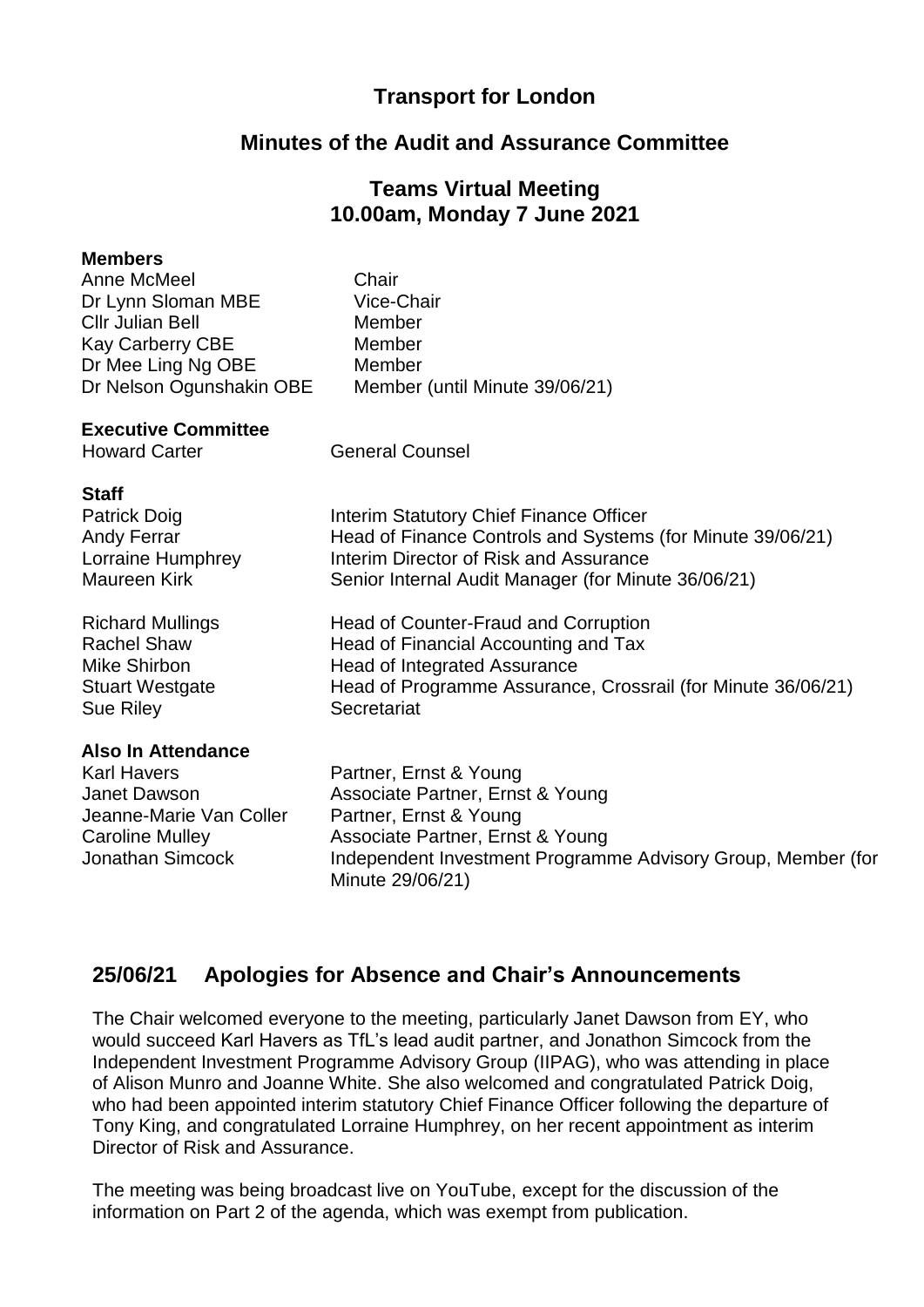# Transport for London

## Minutes of the Audit and Assurance Committee

### Teams Virtual Meeting
### 10.00am, Monday 7 June 2021

**Members**

| | |
|---|---|
| Anne McMeel | Chair |
| Dr Lynn Sloman MBE | Vice-Chair |
| Cllr Julian Bell | Member |
| Kay Carberry CBE | Member |
| Dr Mee Ling Ng OBE | Member |
| Dr Nelson Ogunshakin OBE | Member (until Minute 39/06/21) |

**Executive Committee**

| | |
|---|---|
| Howard Carter | General Counsel |

**Staff**

| | |
|---|---|
| Patrick Doig | Interim Statutory Chief Finance Officer |
| Andy Ferrar | Head of Finance Controls and Systems (for Minute 39/06/21) |
| Lorraine Humphrey | Interim Director of Risk and Assurance |
| Maureen Kirk | Senior Internal Audit Manager (for Minute 36/06/21) |
| Richard Mullings | Head of Counter-Fraud and Corruption |
| Rachel Shaw | Head of Financial Accounting and Tax |
| Mike Shirbon | Head of Integrated Assurance |
| Stuart Westgate | Head of Programme Assurance, Crossrail (for Minute 36/06/21) |
| Sue Riley | Secretariat |

**Also In Attendance**

| | |
|---|---|
| Karl Havers | Partner, Ernst & Young |
| Janet Dawson | Associate Partner, Ernst & Young |
| Jeanne-Marie Van Coller | Partner, Ernst & Young |
| Caroline Mulley | Associate Partner, Ernst & Young |
| Jonathan Simcock | Independent Investment Programme Advisory Group, Member (for Minute 29/06/21) |

## 25/06/21 Apologies for Absence and Chair's Announcements

The Chair welcomed everyone to the meeting, particularly Janet Dawson from EY, who would succeed Karl Havers as TfL's lead audit partner, and Jonathon Simcock from the Independent Investment Programme Advisory Group (IIPAG), who was attending in place of Alison Munro and Joanne White. She also welcomed and congratulated Patrick Doig, who had been appointed interim statutory Chief Finance Officer following the departure of Tony King, and congratulated Lorraine Humphrey, on her recent appointment as interim Director of Risk and Assurance.

The meeting was being broadcast live on YouTube, except for the discussion of the information on Part 2 of the agenda, which was exempt from publication.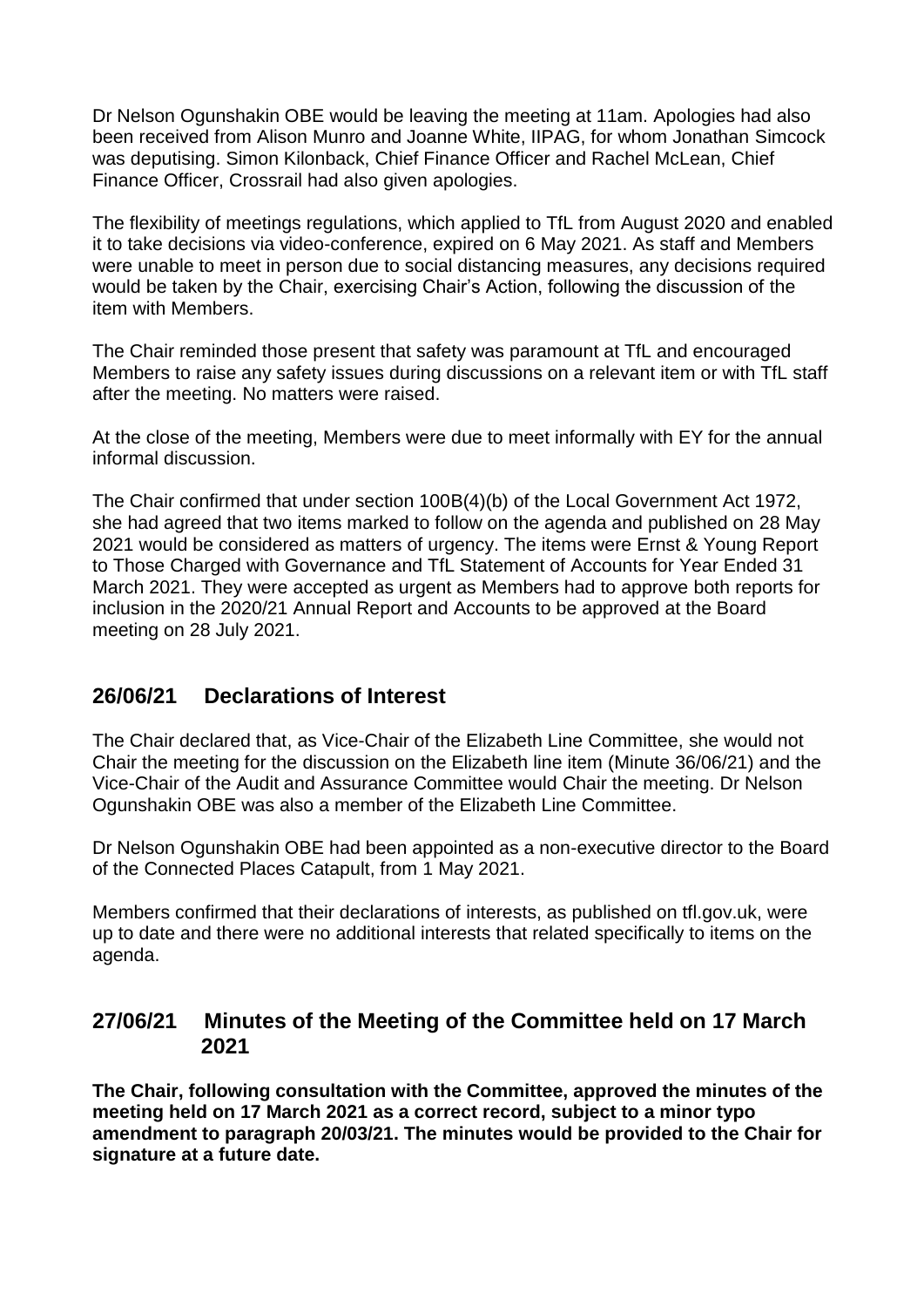Dr Nelson Ogunshakin OBE would be leaving the meeting at 11am. Apologies had also been received from Alison Munro and Joanne White, IIPAG, for whom Jonathan Simcock was deputising. Simon Kilonback, Chief Finance Officer and Rachel McLean, Chief Finance Officer, Crossrail had also given apologies.

The flexibility of meetings regulations, which applied to TfL from August 2020 and enabled it to take decisions via video-conference, expired on 6 May 2021. As staff and Members were unable to meet in person due to social distancing measures, any decisions required would be taken by the Chair, exercising Chair's Action, following the discussion of the item with Members.

The Chair reminded those present that safety was paramount at TfL and encouraged Members to raise any safety issues during discussions on a relevant item or with TfL staff after the meeting. No matters were raised.

At the close of the meeting, Members were due to meet informally with EY for the annual informal discussion.

The Chair confirmed that under section 100B(4)(b) of the Local Government Act 1972, she had agreed that two items marked to follow on the agenda and published on 28 May 2021 would be considered as matters of urgency. The items were Ernst & Young Report to Those Charged with Governance and TfL Statement of Accounts for Year Ended 31 March 2021. They were accepted as urgent as Members had to approve both reports for inclusion in the 2020/21 Annual Report and Accounts to be approved at the Board meeting on 28 July 2021.

## 26/06/21 Declarations of Interest

The Chair declared that, as Vice-Chair of the Elizabeth Line Committee, she would not Chair the meeting for the discussion on the Elizabeth line item (Minute 36/06/21) and the Vice-Chair of the Audit and Assurance Committee would Chair the meeting. Dr Nelson Ogunshakin OBE was also a member of the Elizabeth Line Committee.

Dr Nelson Ogunshakin OBE had been appointed as a non-executive director to the Board of the Connected Places Catapult, from 1 May 2021.

Members confirmed that their declarations of interests, as published on tfl.gov.uk, were up to date and there were no additional interests that related specifically to items on the agenda.

## 27/06/21 Minutes of the Meeting of the Committee held on 17 March 2021

**The Chair, following consultation with the Committee, approved the minutes of the meeting held on 17 March 2021 as a correct record, subject to a minor typo amendment to paragraph 20/03/21. The minutes would be provided to the Chair for signature at a future date.**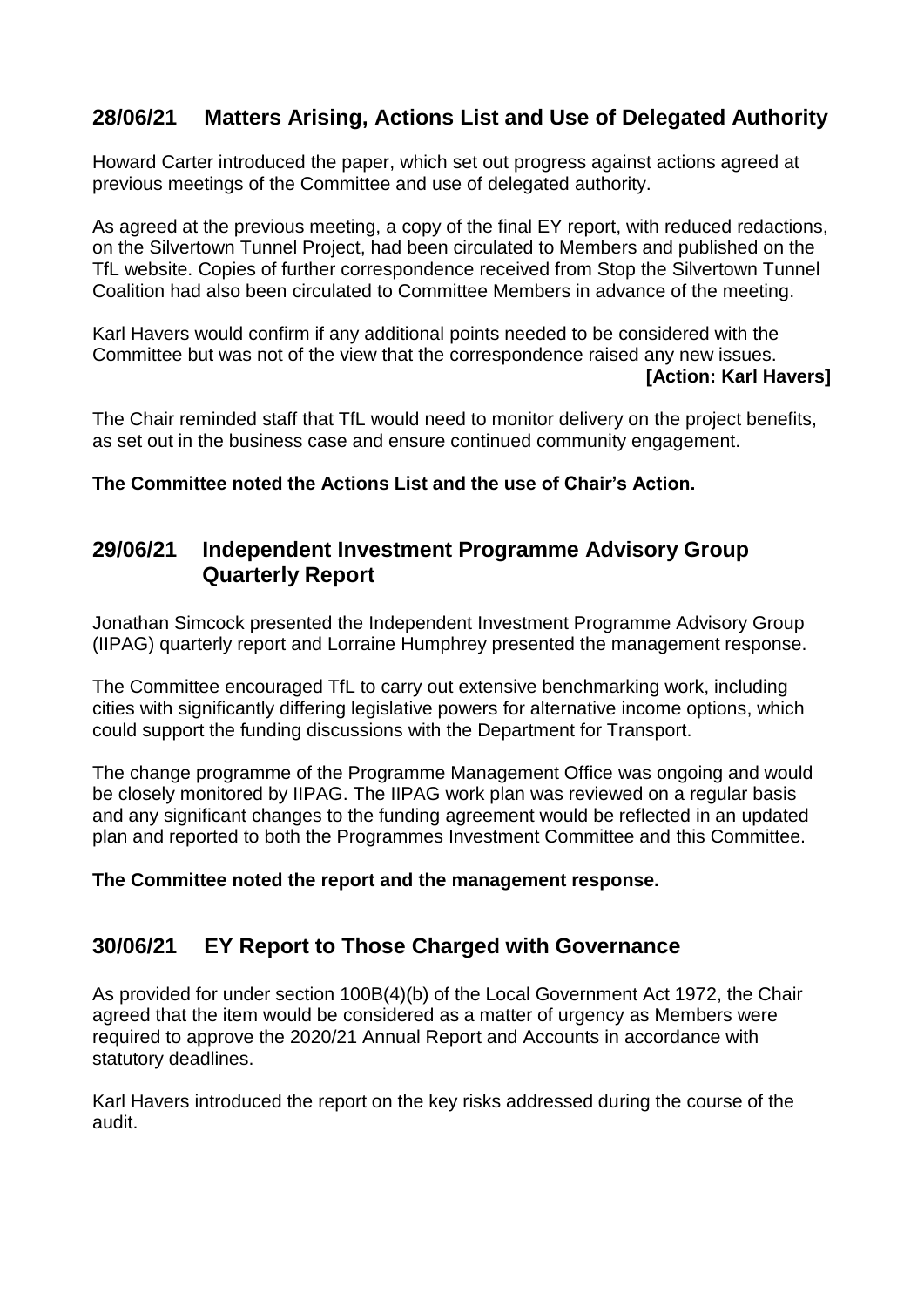## 28/06/21 Matters Arising, Actions List and Use of Delegated Authority

Howard Carter introduced the paper, which set out progress against actions agreed at previous meetings of the Committee and use of delegated authority.

As agreed at the previous meeting, a copy of the final EY report, with reduced redactions, on the Silvertown Tunnel Project, had been circulated to Members and published on the TfL website. Copies of further correspondence received from Stop the Silvertown Tunnel Coalition had also been circulated to Committee Members in advance of the meeting.

Karl Havers would confirm if any additional points needed to be considered with the Committee but was not of the view that the correspondence raised any new issues.

**[Action: Karl Havers]**

The Chair reminded staff that TfL would need to monitor delivery on the project benefits, as set out in the business case and ensure continued community engagement.

**The Committee noted the Actions List and the use of Chair's Action.**

## 29/06/21 Independent Investment Programme Advisory Group Quarterly Report

Jonathan Simcock presented the Independent Investment Programme Advisory Group (IIPAG) quarterly report and Lorraine Humphrey presented the management response.

The Committee encouraged TfL to carry out extensive benchmarking work, including cities with significantly differing legislative powers for alternative income options, which could support the funding discussions with the Department for Transport.

The change programme of the Programme Management Office was ongoing and would be closely monitored by IIPAG. The IIPAG work plan was reviewed on a regular basis and any significant changes to the funding agreement would be reflected in an updated plan and reported to both the Programmes Investment Committee and this Committee.

**The Committee noted the report and the management response.**

## 30/06/21 EY Report to Those Charged with Governance

As provided for under section 100B(4)(b) of the Local Government Act 1972, the Chair agreed that the item would be considered as a matter of urgency as Members were required to approve the 2020/21 Annual Report and Accounts in accordance with statutory deadlines.

Karl Havers introduced the report on the key risks addressed during the course of the audit.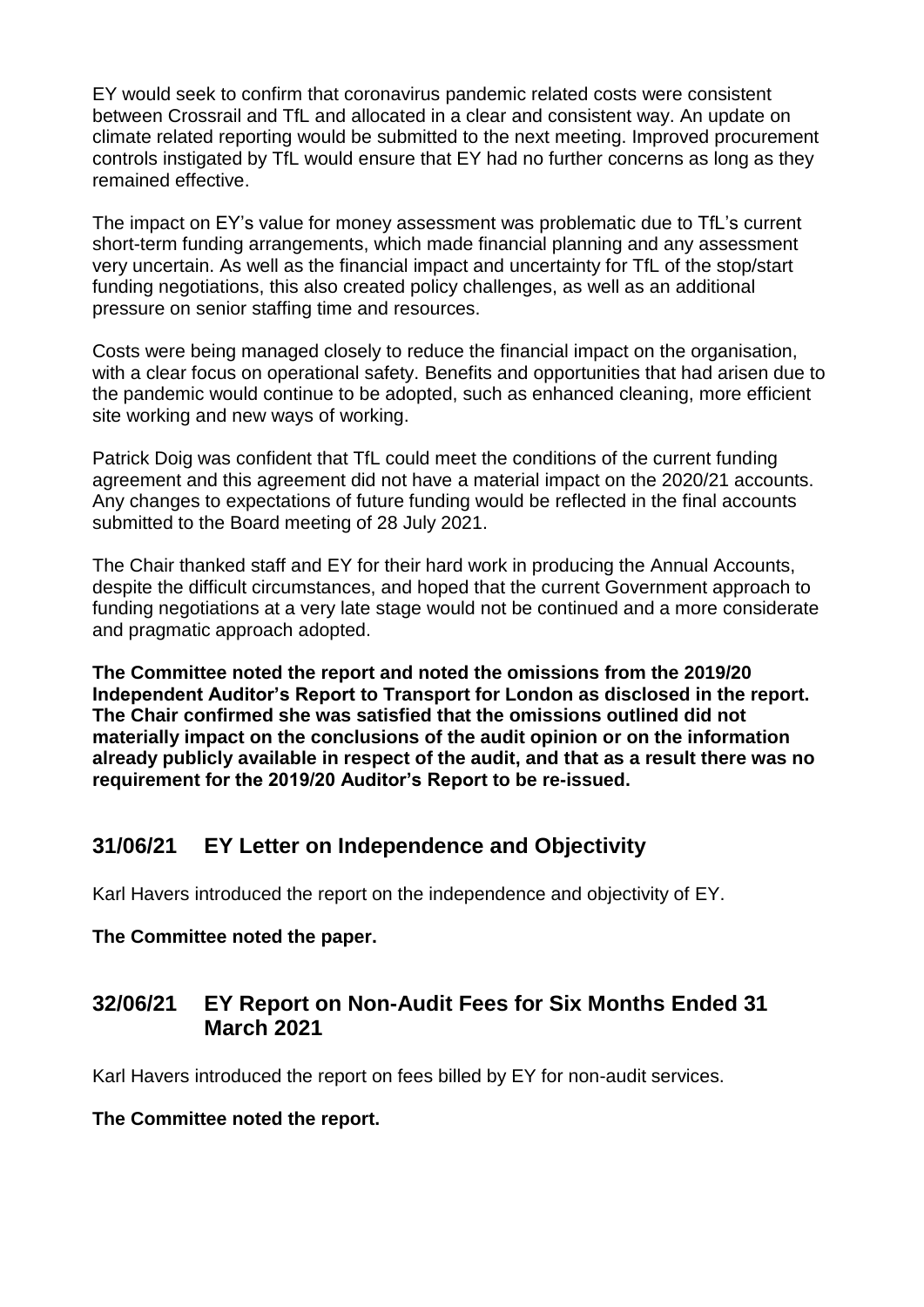EY would seek to confirm that coronavirus pandemic related costs were consistent between Crossrail and TfL and allocated in a clear and consistent way. An update on climate related reporting would be submitted to the next meeting. Improved procurement controls instigated by TfL would ensure that EY had no further concerns as long as they remained effective.

The impact on EY's value for money assessment was problematic due to TfL's current short-term funding arrangements, which made financial planning and any assessment very uncertain. As well as the financial impact and uncertainty for TfL of the stop/start funding negotiations, this also created policy challenges, as well as an additional pressure on senior staffing time and resources.

Costs were being managed closely to reduce the financial impact on the organisation, with a clear focus on operational safety. Benefits and opportunities that had arisen due to the pandemic would continue to be adopted, such as enhanced cleaning, more efficient site working and new ways of working.

Patrick Doig was confident that TfL could meet the conditions of the current funding agreement and this agreement did not have a material impact on the 2020/21 accounts. Any changes to expectations of future funding would be reflected in the final accounts submitted to the Board meeting of 28 July 2021.

The Chair thanked staff and EY for their hard work in producing the Annual Accounts, despite the difficult circumstances, and hoped that the current Government approach to funding negotiations at a very late stage would not be continued and a more considerate and pragmatic approach adopted.

**The Committee noted the report and noted the omissions from the 2019/20 Independent Auditor's Report to Transport for London as disclosed in the report. The Chair confirmed she was satisfied that the omissions outlined did not materially impact on the conclusions of the audit opinion or on the information already publicly available in respect of the audit, and that as a result there was no requirement for the 2019/20 Auditor's Report to be re-issued.**

## 31/06/21 EY Letter on Independence and Objectivity

Karl Havers introduced the report on the independence and objectivity of EY.

**The Committee noted the paper.**

## 32/06/21 EY Report on Non-Audit Fees for Six Months Ended 31 March 2021

Karl Havers introduced the report on fees billed by EY for non-audit services.

**The Committee noted the report.**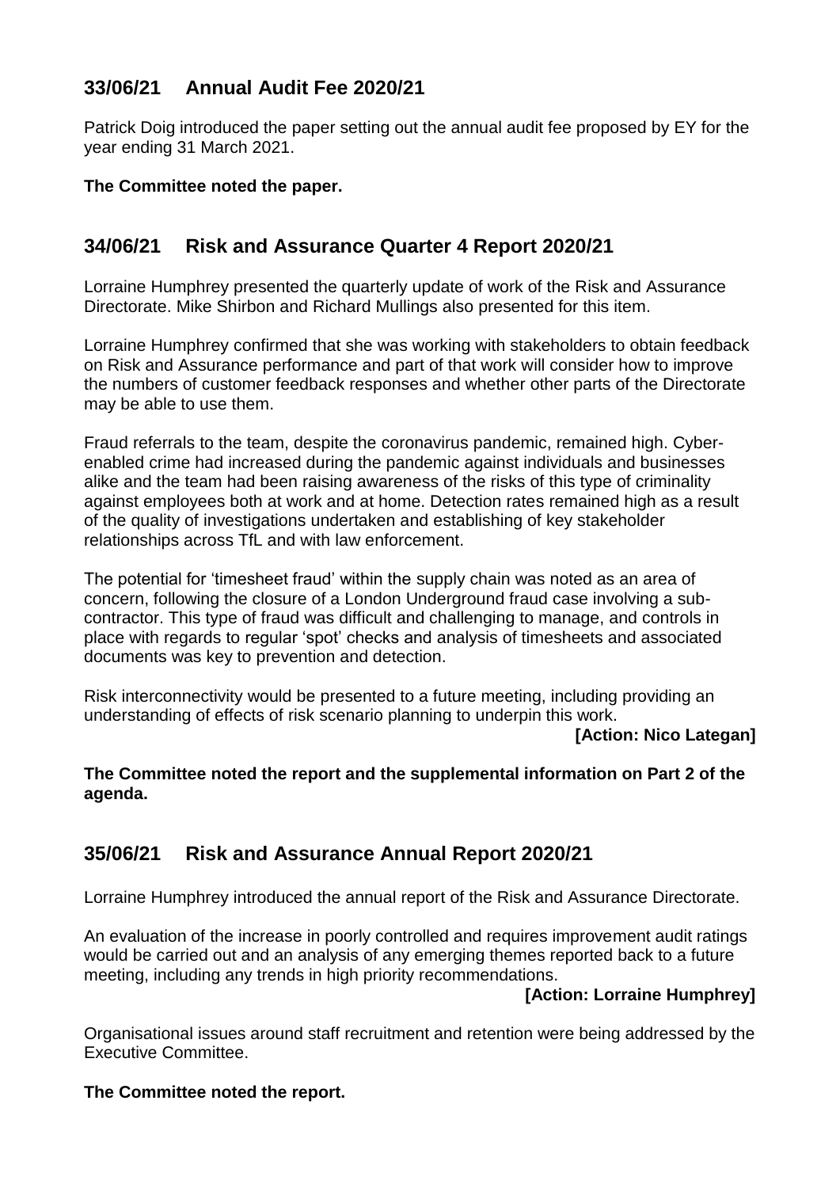## 33/06/21 Annual Audit Fee 2020/21

Patrick Doig introduced the paper setting out the annual audit fee proposed by EY for the year ending 31 March 2021.

**The Committee noted the paper.**

## 34/06/21 Risk and Assurance Quarter 4 Report 2020/21

Lorraine Humphrey presented the quarterly update of work of the Risk and Assurance Directorate. Mike Shirbon and Richard Mullings also presented for this item.

Lorraine Humphrey confirmed that she was working with stakeholders to obtain feedback on Risk and Assurance performance and part of that work will consider how to improve the numbers of customer feedback responses and whether other parts of the Directorate may be able to use them.

Fraud referrals to the team, despite the coronavirus pandemic, remained high. Cyber-enabled crime had increased during the pandemic against individuals and businesses alike and the team had been raising awareness of the risks of this type of criminality against employees both at work and at home. Detection rates remained high as a result of the quality of investigations undertaken and establishing of key stakeholder relationships across TfL and with law enforcement.

The potential for 'timesheet fraud' within the supply chain was noted as an area of concern, following the closure of a London Underground fraud case involving a sub-contractor. This type of fraud was difficult and challenging to manage, and controls in place with regards to regular 'spot' checks and analysis of timesheets and associated documents was key to prevention and detection.

Risk interconnectivity would be presented to a future meeting, including providing an understanding of effects of risk scenario planning to underpin this work.

**[Action: Nico Lategan]**

**The Committee noted the report and the supplemental information on Part 2 of the agenda.**

## 35/06/21 Risk and Assurance Annual Report 2020/21

Lorraine Humphrey introduced the annual report of the Risk and Assurance Directorate.

An evaluation of the increase in poorly controlled and requires improvement audit ratings would be carried out and an analysis of any emerging themes reported back to a future meeting, including any trends in high priority recommendations.

**[Action: Lorraine Humphrey]**

Organisational issues around staff recruitment and retention were being addressed by the Executive Committee.

**The Committee noted the report.**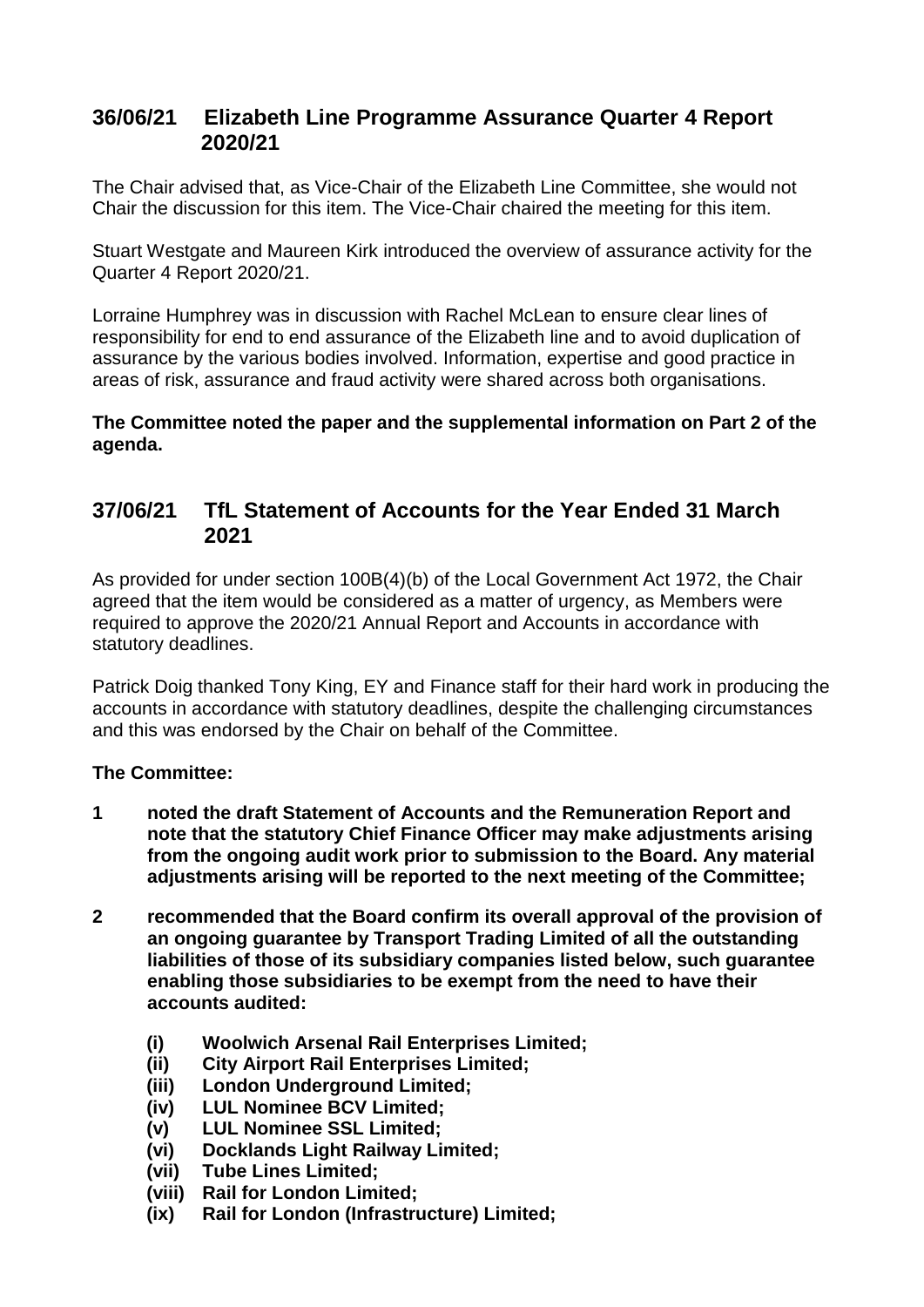## 36/06/21 Elizabeth Line Programme Assurance Quarter 4 Report 2020/21

The Chair advised that, as Vice-Chair of the Elizabeth Line Committee, she would not Chair the discussion for this item. The Vice-Chair chaired the meeting for this item.

Stuart Westgate and Maureen Kirk introduced the overview of assurance activity for the Quarter 4 Report 2020/21.

Lorraine Humphrey was in discussion with Rachel McLean to ensure clear lines of responsibility for end to end assurance of the Elizabeth line and to avoid duplication of assurance by the various bodies involved. Information, expertise and good practice in areas of risk, assurance and fraud activity were shared across both organisations.

**The Committee noted the paper and the supplemental information on Part 2 of the agenda.**

## 37/06/21 TfL Statement of Accounts for the Year Ended 31 March 2021

As provided for under section 100B(4)(b) of the Local Government Act 1972, the Chair agreed that the item would be considered as a matter of urgency, as Members were required to approve the 2020/21 Annual Report and Accounts in accordance with statutory deadlines.

Patrick Doig thanked Tony King, EY and Finance staff for their hard work in producing the accounts in accordance with statutory deadlines, despite the challenging circumstances and this was endorsed by the Chair on behalf of the Committee.

**The Committee:**

**1 noted the draft Statement of Accounts and the Remuneration Report and note that the statutory Chief Finance Officer may make adjustments arising from the ongoing audit work prior to submission to the Board. Any material adjustments arising will be reported to the next meeting of the Committee;**

**2 recommended that the Board confirm its overall approval of the provision of an ongoing guarantee by Transport Trading Limited of all the outstanding liabilities of those of its subsidiary companies listed below, such guarantee enabling those subsidiaries to be exempt from the need to have their accounts audited:**

**(i) Woolwich Arsenal Rail Enterprises Limited;**
**(ii) City Airport Rail Enterprises Limited;**
**(iii) London Underground Limited;**
**(iv) LUL Nominee BCV Limited;**
**(v) LUL Nominee SSL Limited;**
**(vi) Docklands Light Railway Limited;**
**(vii) Tube Lines Limited;**
**(viii) Rail for London Limited;**
**(ix) Rail for London (Infrastructure) Limited;**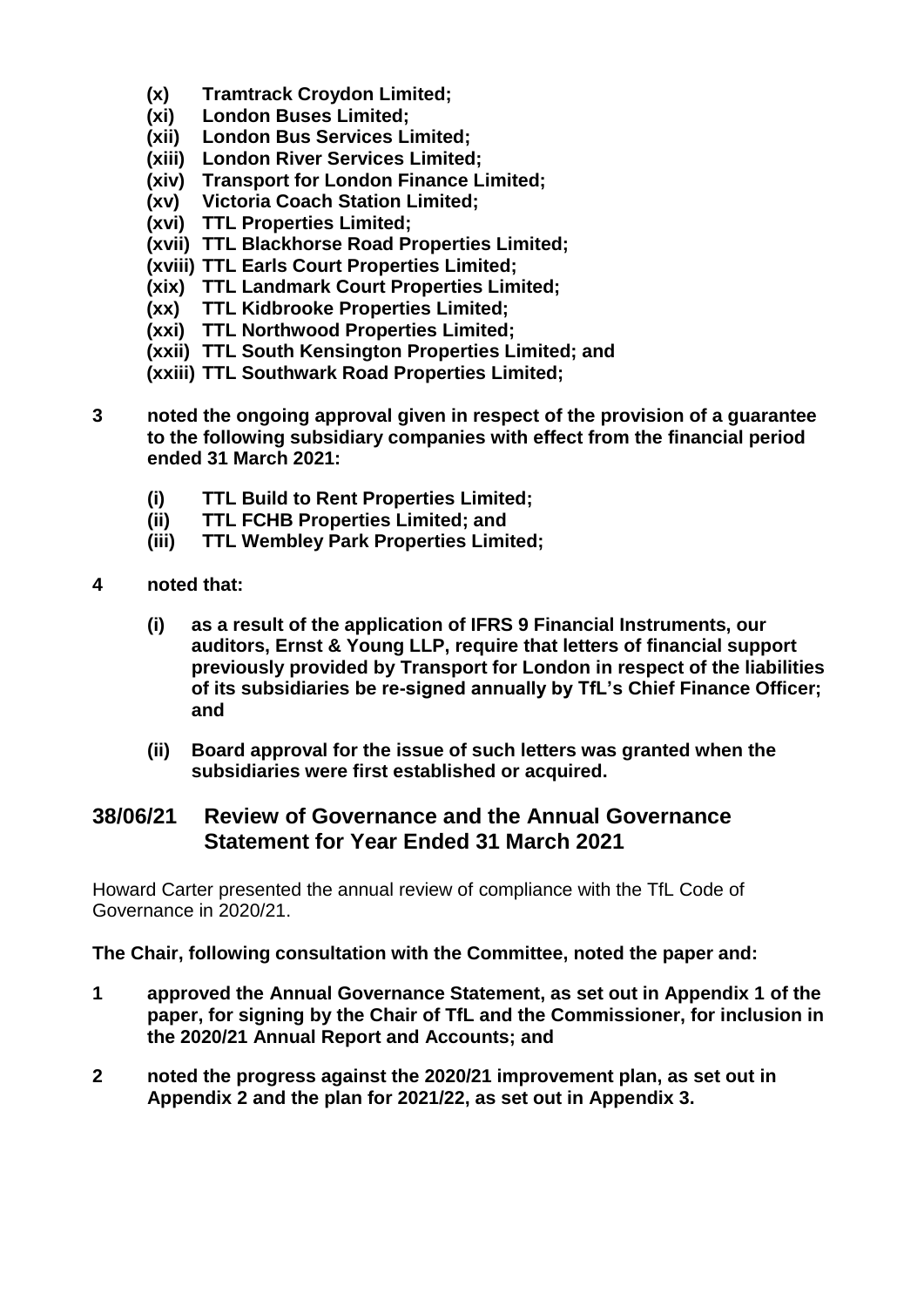**(x) Tramtrack Croydon Limited;**
**(xi) London Buses Limited;**
**(xii) London Bus Services Limited;**
**(xiii) London River Services Limited;**
**(xiv) Transport for London Finance Limited;**
**(xv) Victoria Coach Station Limited;**
**(xvi) TTL Properties Limited;**
**(xvii) TTL Blackhorse Road Properties Limited;**
**(xviii) TTL Earls Court Properties Limited;**
**(xix) TTL Landmark Court Properties Limited;**
**(xx) TTL Kidbrooke Properties Limited;**
**(xxi) TTL Northwood Properties Limited;**
**(xxii) TTL South Kensington Properties Limited; and**
**(xxiii) TTL Southwark Road Properties Limited;**

**3 noted the ongoing approval given in respect of the provision of a guarantee to the following subsidiary companies with effect from the financial period ended 31 March 2021:**

**(i) TTL Build to Rent Properties Limited;**
**(ii) TTL FCHB Properties Limited; and**
**(iii) TTL Wembley Park Properties Limited;**

**4 noted that:**

**(i) as a result of the application of IFRS 9 Financial Instruments, our auditors, Ernst & Young LLP, require that letters of financial support previously provided by Transport for London in respect of the liabilities of its subsidiaries be re-signed annually by TfL's Chief Finance Officer; and**

**(ii) Board approval for the issue of such letters was granted when the subsidiaries were first established or acquired.**

## 38/06/21 Review of Governance and the Annual Governance Statement for Year Ended 31 March 2021

Howard Carter presented the annual review of compliance with the TfL Code of Governance in 2020/21.

**The Chair, following consultation with the Committee, noted the paper and:**

**1 approved the Annual Governance Statement, as set out in Appendix 1 of the paper, for signing by the Chair of TfL and the Commissioner, for inclusion in the 2020/21 Annual Report and Accounts; and**

**2 noted the progress against the 2020/21 improvement plan, as set out in Appendix 2 and the plan for 2021/22, as set out in Appendix 3.**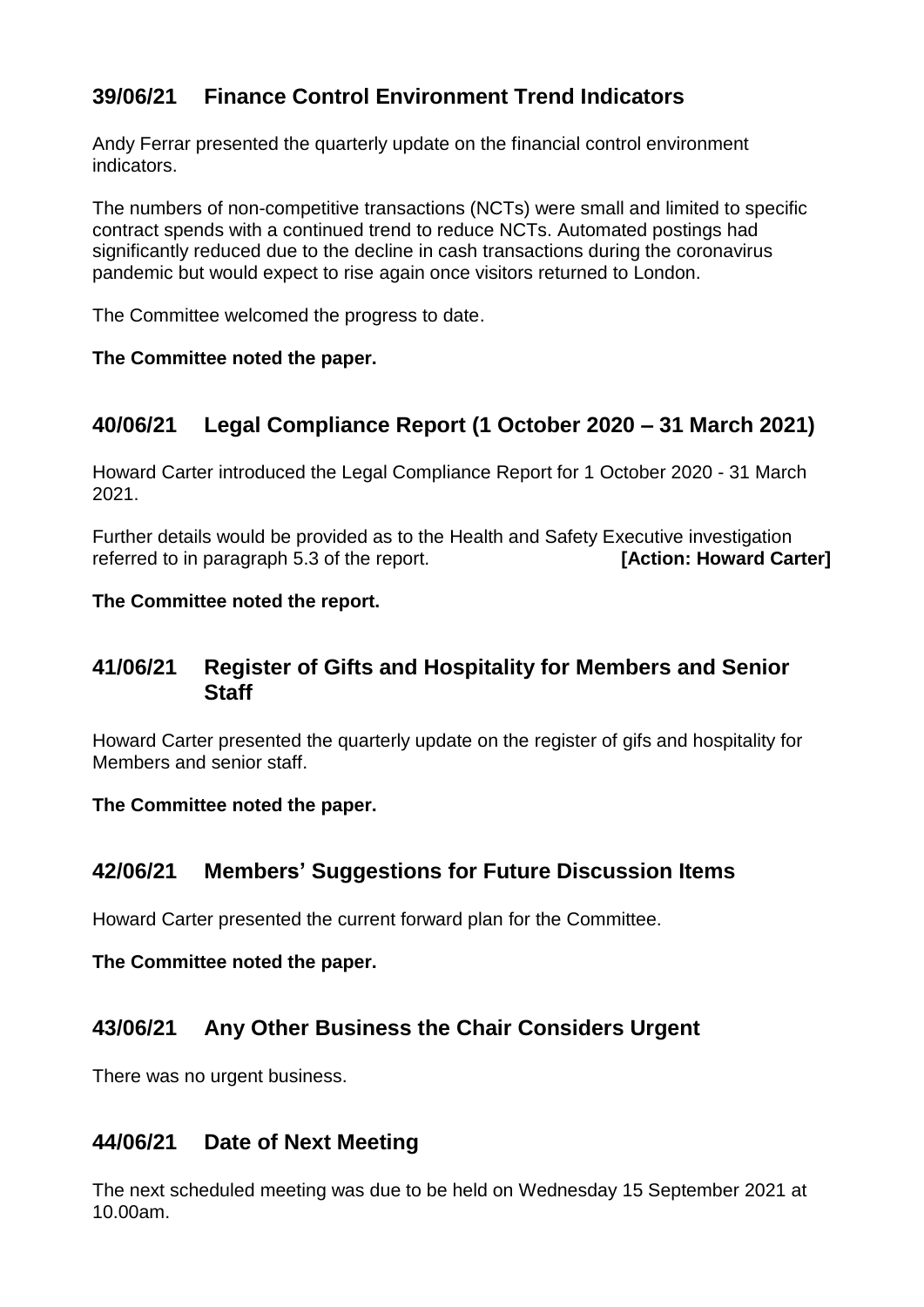## 39/06/21 Finance Control Environment Trend Indicators

Andy Ferrar presented the quarterly update on the financial control environment indicators.

The numbers of non-competitive transactions (NCTs) were small and limited to specific contract spends with a continued trend to reduce NCTs. Automated postings had significantly reduced due to the decline in cash transactions during the coronavirus pandemic but would expect to rise again once visitors returned to London.

The Committee welcomed the progress to date.

**The Committee noted the paper.**

## 40/06/21 Legal Compliance Report (1 October 2020 – 31 March 2021)

Howard Carter introduced the Legal Compliance Report for 1 October 2020 - 31 March 2021.

Further details would be provided as to the Health and Safety Executive investigation referred to in paragraph 5.3 of the report. **[Action: Howard Carter]**

**The Committee noted the report.**

## 41/06/21 Register of Gifts and Hospitality for Members and Senior Staff

Howard Carter presented the quarterly update on the register of gifs and hospitality for Members and senior staff.

**The Committee noted the paper.**

## 42/06/21 Members' Suggestions for Future Discussion Items

Howard Carter presented the current forward plan for the Committee.

**The Committee noted the paper.**

## 43/06/21 Any Other Business the Chair Considers Urgent

There was no urgent business.

## 44/06/21 Date of Next Meeting

The next scheduled meeting was due to be held on Wednesday 15 September 2021 at 10.00am.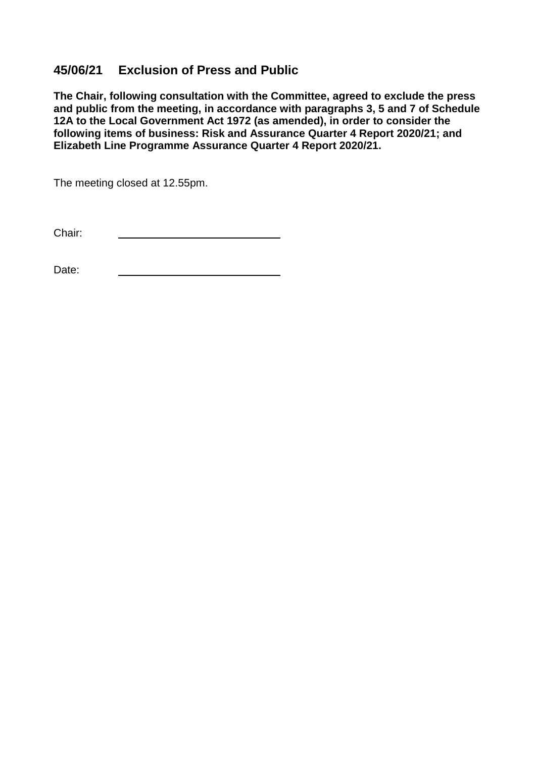## 45/06/21 Exclusion of Press and Public

**The Chair, following consultation with the Committee, agreed to exclude the press and public from the meeting, in accordance with paragraphs 3, 5 and 7 of Schedule 12A to the Local Government Act 1972 (as amended), in order to consider the following items of business: Risk and Assurance Quarter 4 Report 2020/21; and Elizabeth Line Programme Assurance Quarter 4 Report 2020/21.**

The meeting closed at 12.55pm.

Chair: \_\_\_\_\_\_\_\_\_\_\_\_\_\_\_\_\_\_\_\_\_\_\_\_\_\_\_\_

Date: \_\_\_\_\_\_\_\_\_\_\_\_\_\_\_\_\_\_\_\_\_\_\_\_\_\_\_\_